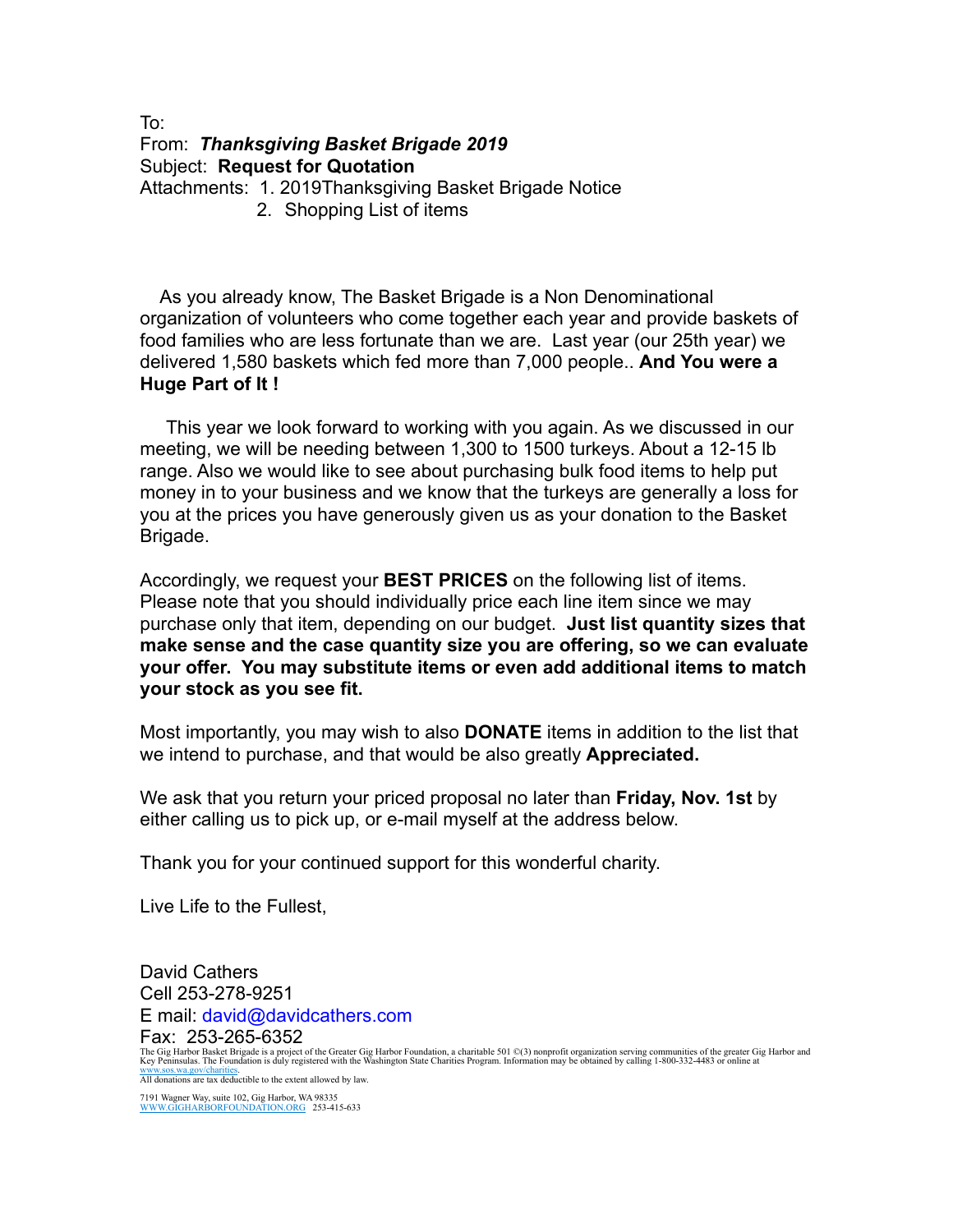To:
From: ***Thanksgiving Basket Brigade 2019***
Subject: **Request for Quotation**
Attachments: 1. 2019Thanksgiving Basket Brigade Notice
2. Shopping List of items

As you already know, The Basket Brigade is a Non Denominational organization of volunteers who come together each year and provide baskets of food families who are less fortunate than we are. Last year (our 25th year) we delivered 1,580 baskets which fed more than 7,000 people.. **And You were a Huge Part of It !**

This year we look forward to working with you again. As we discussed in our meeting, we will be needing between 1,300 to 1500 turkeys. About a 12-15 lb range. Also we would like to see about purchasing bulk food items to help put money in to your business and we know that the turkeys are generally a loss for you at the prices you have generously given us as your donation to the Basket Brigade.

Accordingly, we request your **BEST PRICES** on the following list of items. Please note that you should individually price each line item since we may purchase only that item, depending on our budget. **Just list quantity sizes that make sense and the case quantity size you are offering, so we can evaluate your offer. You may substitute items or even add additional items to match your stock as you see fit.**

Most importantly, you may wish to also **DONATE** items in addition to the list that we intend to purchase, and that would be also greatly **Appreciated.**

We ask that you return your priced proposal no later than **Friday, Nov. 1st** by either calling us to pick up, or e-mail myself at the address below.

Thank you for your continued support for this wonderful charity.

Live Life to the Fullest,

David Cathers
Cell 253-278-9251
E mail: david@davidcathers.com
Fax: 253-265-6352

The Gig Harbor Basket Brigade is a project of the Greater Gig Harbor Foundation, a charitable 501 ©(3) nonprofit organization serving communities of the greater Gig Harbor and Key Peninsulas. The Foundation is duly registered with the Washington State Charities Program. Information may be obtained by calling 1-800-332-4483 or online at www.sos.wa.gov/charities.
All donations are tax deductible to the extent allowed by law.

7191 Wagner Way, suite 102, Gig Harbor, WA 98335
WWW.GIGHARBORFOUNDATION.ORG 253-415-633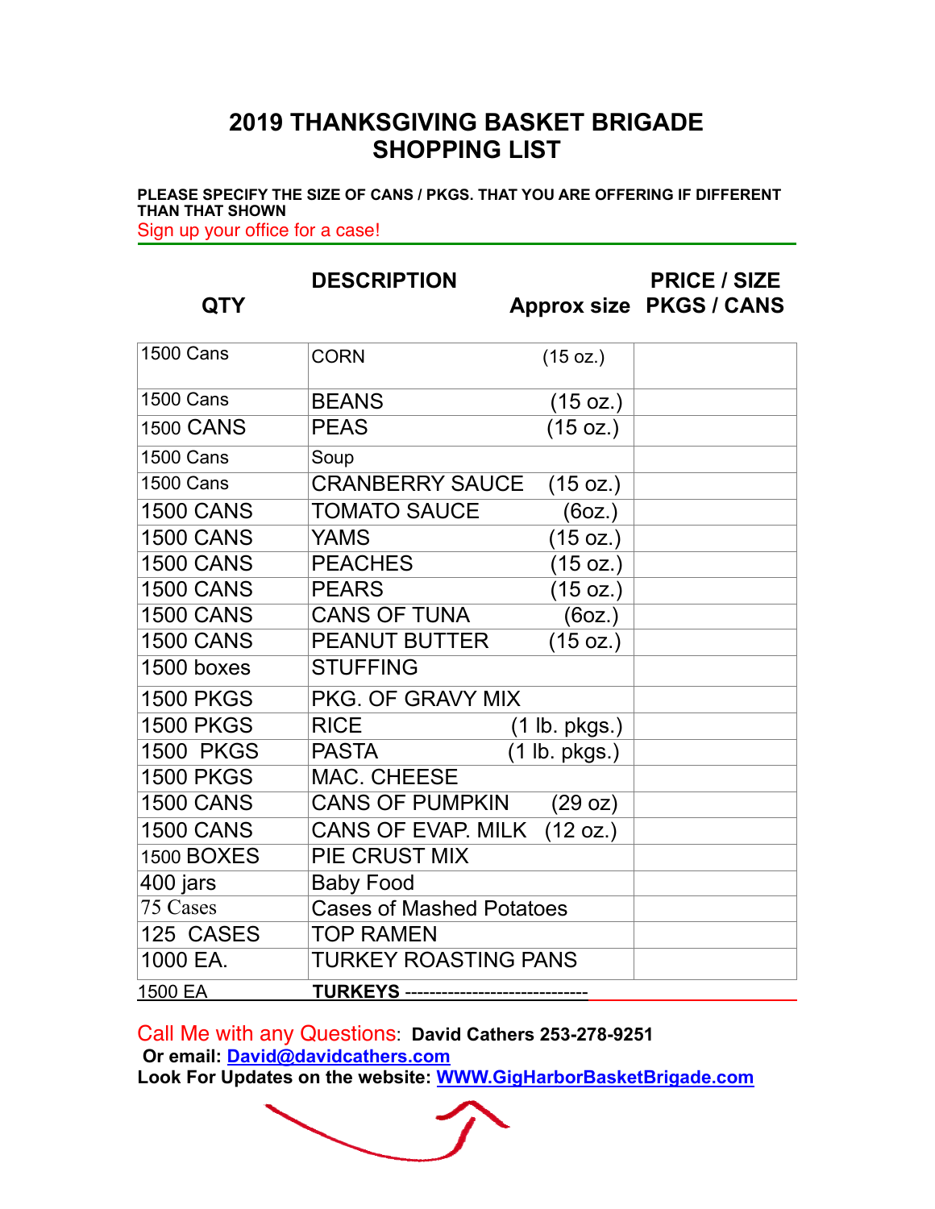# 2019 THANKSGIVING BASKET BRIGADE SHOPPING LIST

**PLEASE SPECIFY THE SIZE OF CANS / PKGS. THAT YOU ARE OFFERING IF DIFFERENT THAN THAT SHOWN**

Sign up your office for a case!

| QTY | DESCRIPTION | Approx size | PRICE / SIZE PKGS / CANS |
|---|---|---|---|
| 1500 Cans | CORN | (15 oz.) | |
| 1500 Cans | BEANS | (15 oz.) | |
| 1500 CANS | PEAS | (15 oz.) | |
| 1500 Cans | Soup | | |
| 1500 Cans | CRANBERRY SAUCE | (15 oz.) | |
| 1500 CANS | TOMATO SAUCE | (6oz.) | |
| 1500 CANS | YAMS | (15 oz.) | |
| 1500 CANS | PEACHES | (15 oz.) | |
| 1500 CANS | PEARS | (15 oz.) | |
| 1500 CANS | CANS OF TUNA | (6oz.) | |
| 1500 CANS | PEANUT BUTTER | (15 oz.) | |
| 1500 boxes | STUFFING | | |
| 1500 PKGS | PKG. OF GRAVY MIX | | |
| 1500 PKGS | RICE | (1 lb. pkgs.) | |
| 1500 PKGS | PASTA | (1 lb. pkgs.) | |
| 1500 PKGS | MAC. CHEESE | | |
| 1500 CANS | CANS OF PUMPKIN | (29 oz) | |
| 1500 CANS | CANS OF EVAP. MILK | (12 oz.) | |
| 1500 BOXES | PIE CRUST MIX | | |
| 400 jars | Baby Food | | |
| 75 Cases | Cases of Mashed Potatoes | | |
| 125 CASES | TOP RAMEN | | |
| 1000 EA. | TURKEY ROASTING PANS | | |
| 1500 EA | **TURKEYS** ------------------------------ | | |

Call Me with any Questions: **David Cathers 253-278-9251**

**Or email: David@davidcathers.com**

**Look For Updates on the website: WWW.GigHarborBasketBrigade.com**